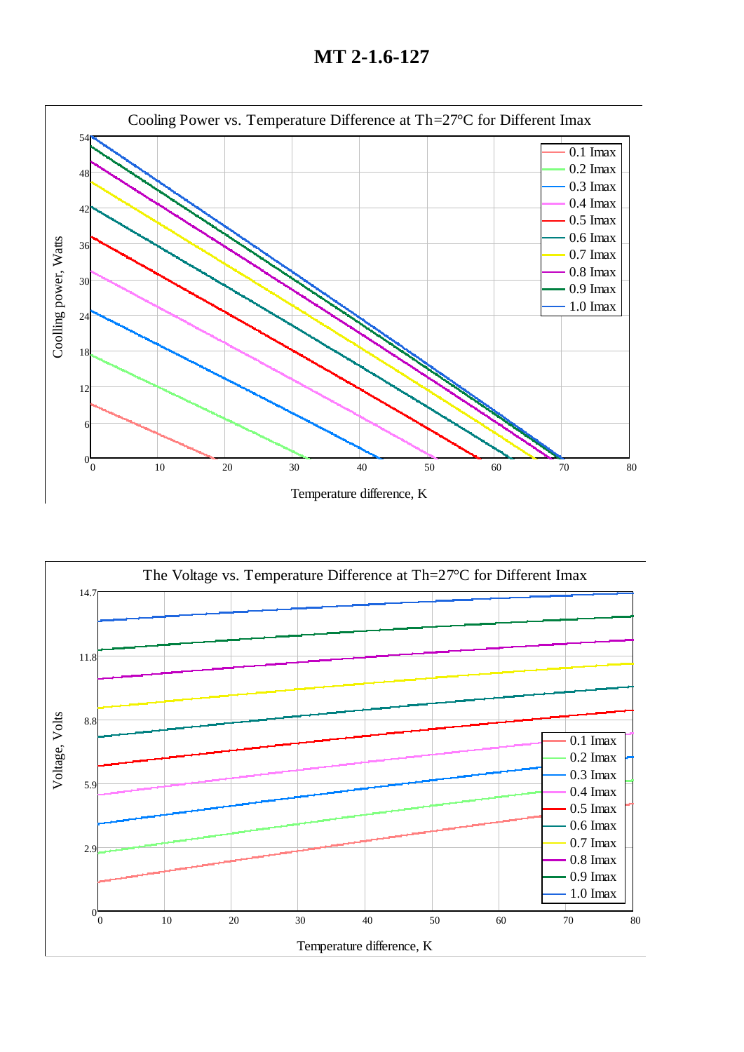# MT 2-1.6-127

Cooling Power vs. Temperature Difference at Th=27°C for Different Imax

Coolling power, Watts

54
48
42
36
30
24
18
12
6
0

0 10 20 30 40 50 60 70 80

Temperature difference, K

- 0.1 Imax
- 0.2 Imax
- 0.3 Imax
- 0.4 Imax
- 0.5 Imax
- 0.6 Imax
- 0.7 Imax
- 0.8 Imax
- 0.9 Imax
- 1.0 Imax

The Voltage vs. Temperature Difference at Th=27°C for Different Imax

Voltage, Volts

14.7
11.8
8.8
5.9
2.9
0

0 10 20 30 40 50 60 70 80

Temperature difference, K

- 0.1 Imax
- 0.2 Imax
- 0.3 Imax
- 0.4 Imax
- 0.5 Imax
- 0.6 Imax
- 0.7 Imax
- 0.8 Imax
- 0.9 Imax
- 1.0 Imax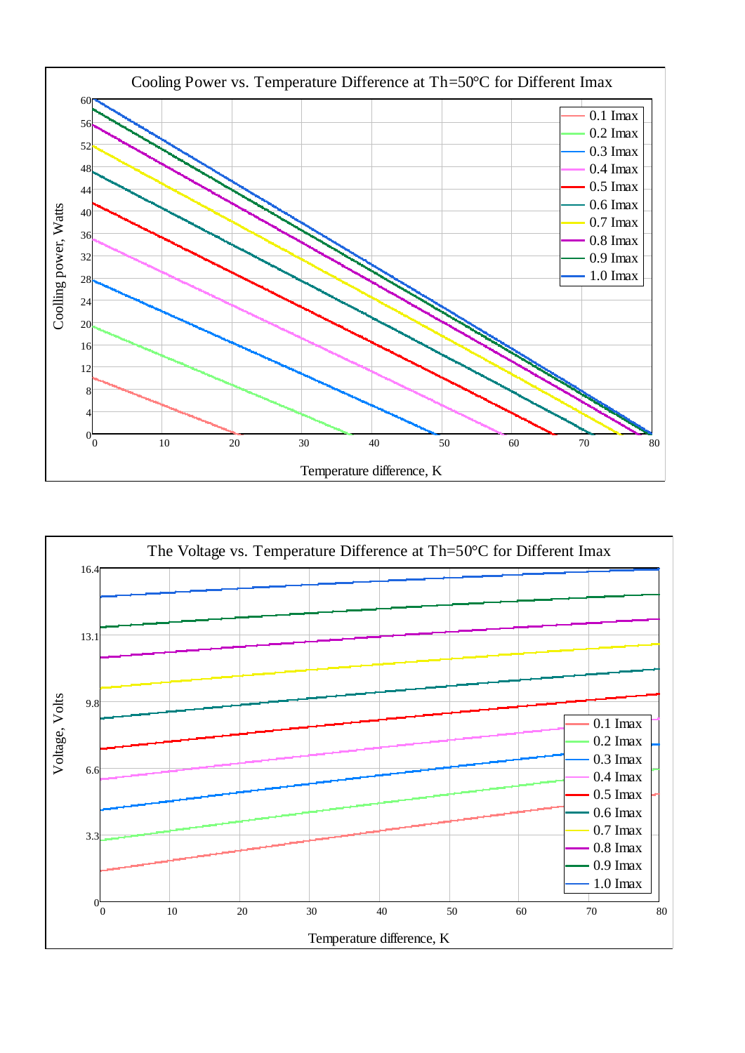Cooling Power vs. Temperature Difference at Th=50°C for Different Imax

Coolling power, Watts

0
4
8
12
16
20
24
28
32
36
40
44
48
52
56
60

Temperature difference, K

0
10
20
30
40
50
60
70
80

0.1 Imax
0.2 Imax
0.3 Imax
0.4 Imax
0.5 Imax
0.6 Imax
0.7 Imax
0.8 Imax
0.9 Imax
1.0 Imax

The Voltage vs. Temperature Difference at Th=50°C for Different Imax

Voltage, Volts

0
3.3
6.6
9.8
13.1
16.4

Temperature difference, K

0
10
20
30
40
50
60
70
80

0.1 Imax
0.2 Imax
0.3 Imax
0.4 Imax
0.5 Imax
0.6 Imax
0.7 Imax
0.8 Imax
0.9 Imax
1.0 Imax